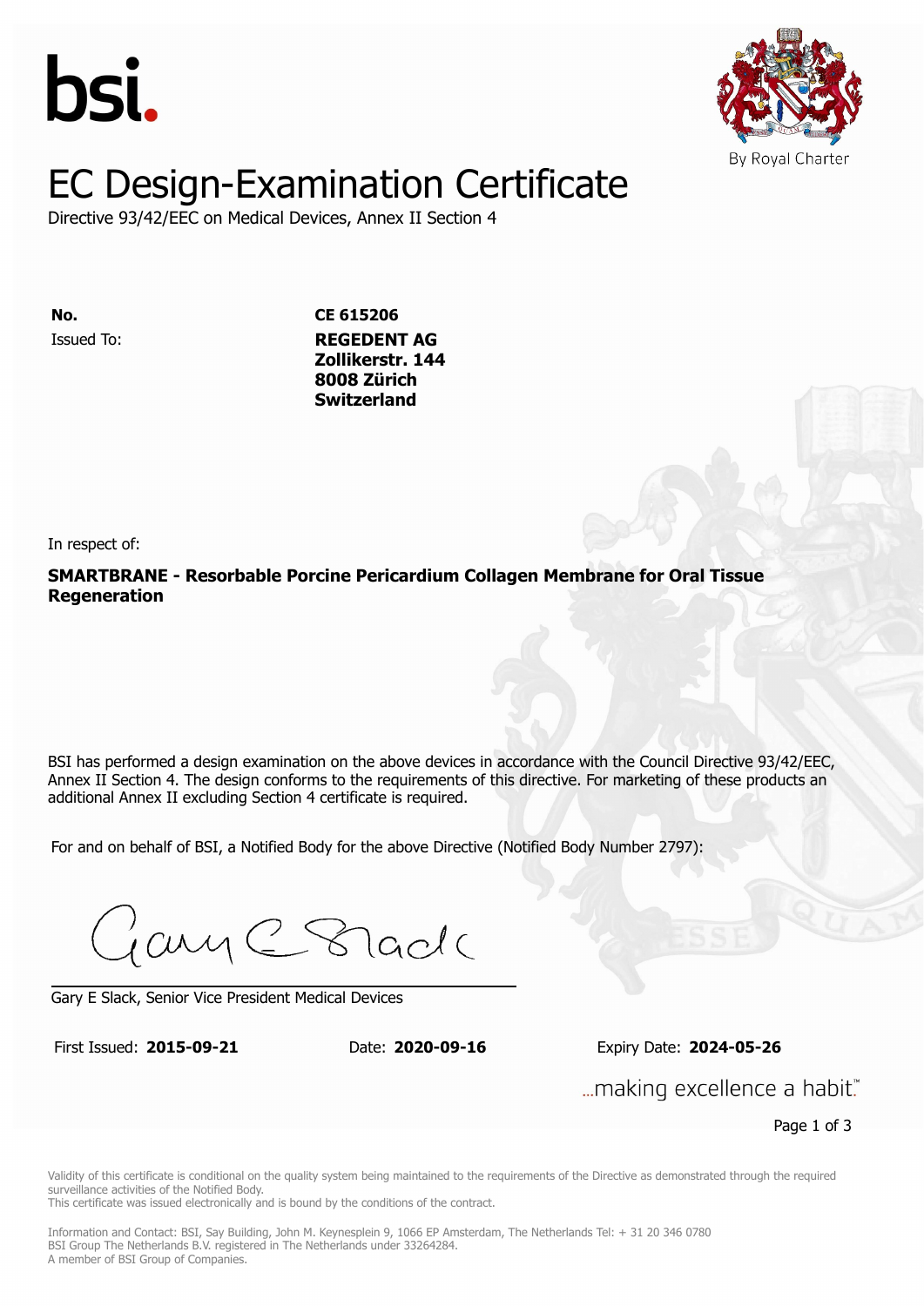bsi.

By Royal Charter

# EC Design-Examination Certificate

Directive 93/42/EEC on Medical Devices, Annex II Section 4

**No.** **CE 615206**

Issued To: **REGEDENT AG**
**Zollikerstr. 144**
**8008 Zürich**
**Switzerland**

In respect of:

**SMARTBRANE - Resorbable Porcine Pericardium Collagen Membrane for Oral Tissue Regeneration**

BSI has performed a design examination on the above devices in accordance with the Council Directive 93/42/EEC, Annex II Section 4. The design conforms to the requirements of this directive. For marketing of these products an additional Annex II excluding Section 4 certificate is required.

For and on behalf of BSI, a Notified Body for the above Directive (Notified Body Number 2797):

Gary E Slack, Senior Vice President Medical Devices

First Issued: **2015-09-21** Date: **2020-09-16** Expiry Date: **2024-05-26**

...making excellence a habit.™

Validity of this certificate is conditional on the quality system being maintained to the requirements of the Directive as demonstrated through the required surveillance activities of the Notified Body.
This certificate was issued electronically and is bound by the conditions of the contract.

Information and Contact: BSI, Say Building, John M. Keynesplein 9, 1066 EP Amsterdam, The Netherlands Tel: + 31 20 346 0780
BSI Group The Netherlands B.V. registered in The Netherlands under 33264284.
A member of BSI Group of Companies.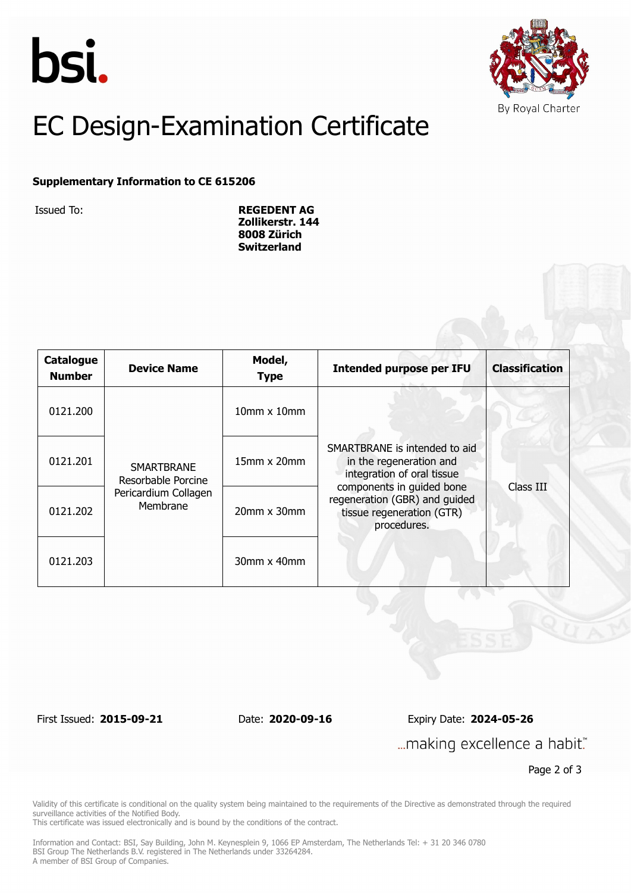bsi.

By Royal Charter

# EC Design-Examination Certificate

**Supplementary Information to CE 615206**

Issued To: **REGEDENT AG**
**Zollikerstr. 144**
**8008 Zürich**
**Switzerland**

| Catalogue Number | Device Name | Model, Type | Intended purpose per IFU | Classification |
|---|---|---|---|---|
| 0121.200 | SMARTBRANE Resorbable Porcine Pericardium Collagen Membrane | 10mm x 10mm | SMARTBRANE is intended to aid in the regeneration and integration of oral tissue components in guided bone regeneration (GBR) and guided tissue regeneration (GTR) procedures. | Class III |
| 0121.201 | | 15mm x 20mm | | |
| 0121.202 | | 20mm x 30mm | | |
| 0121.203 | | 30mm x 40mm | | |

First Issued: **2015-09-21** Date: **2020-09-16** Expiry Date: **2024-05-26**

...making excellence a habit.™

Validity of this certificate is conditional on the quality system being maintained to the requirements of the Directive as demonstrated through the required surveillance activities of the Notified Body.
This certificate was issued electronically and is bound by the conditions of the contract.

Information and Contact: BSI, Say Building, John M. Keynesplein 9, 1066 EP Amsterdam, The Netherlands Tel: + 31 20 346 0780
BSI Group The Netherlands B.V. registered in The Netherlands under 33264284.
A member of BSI Group of Companies.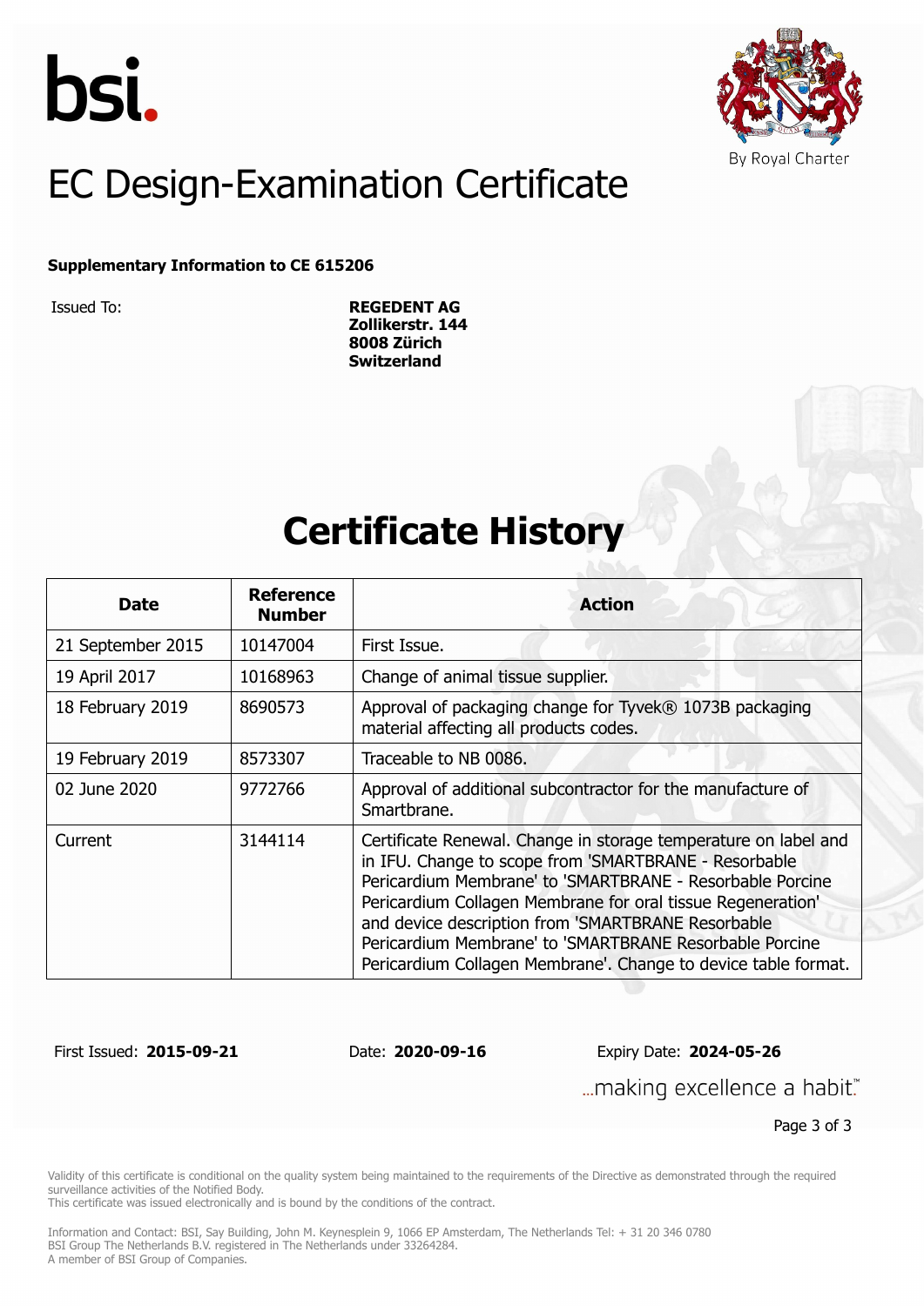bsi.

By Royal Charter

# EC Design-Examination Certificate

**Supplementary Information to CE 615206**

Issued To: **REGEDENT AG**
**Zollikerstr. 144**
**8008 Zürich**
**Switzerland**

## Certificate History

| Date | Reference Number | Action |
|---|---|---|
| 21 September 2015 | 10147004 | First Issue. |
| 19 April 2017 | 10168963 | Change of animal tissue supplier. |
| 18 February 2019 | 8690573 | Approval of packaging change for Tyvek® 1073B packaging material affecting all products codes. |
| 19 February 2019 | 8573307 | Traceable to NB 0086. |
| 02 June 2020 | 9772766 | Approval of additional subcontractor for the manufacture of Smartbrane. |
| Current | 3144114 | Certificate Renewal. Change in storage temperature on label and in IFU. Change to scope from 'SMARTBRANE - Resorbable Pericardium Membrane' to 'SMARTBRANE - Resorbable Porcine Pericardium Collagen Membrane for oral tissue Regeneration' and device description from 'SMARTBRANE Resorbable Pericardium Membrane' to 'SMARTBRANE Resorbable Porcine Pericardium Collagen Membrane'. Change to device table format. |

First Issued: **2015-09-21** Date: **2020-09-16** Expiry Date: **2024-05-26**

...making excellence a habit.™

Validity of this certificate is conditional on the quality system being maintained to the requirements of the Directive as demonstrated through the required surveillance activities of the Notified Body.
This certificate was issued electronically and is bound by the conditions of the contract.

Information and Contact: BSI, Say Building, John M. Keynesplein 9, 1066 EP Amsterdam, The Netherlands Tel: + 31 20 346 0780
BSI Group The Netherlands B.V. registered in The Netherlands under 33264284.
A member of BSI Group of Companies.